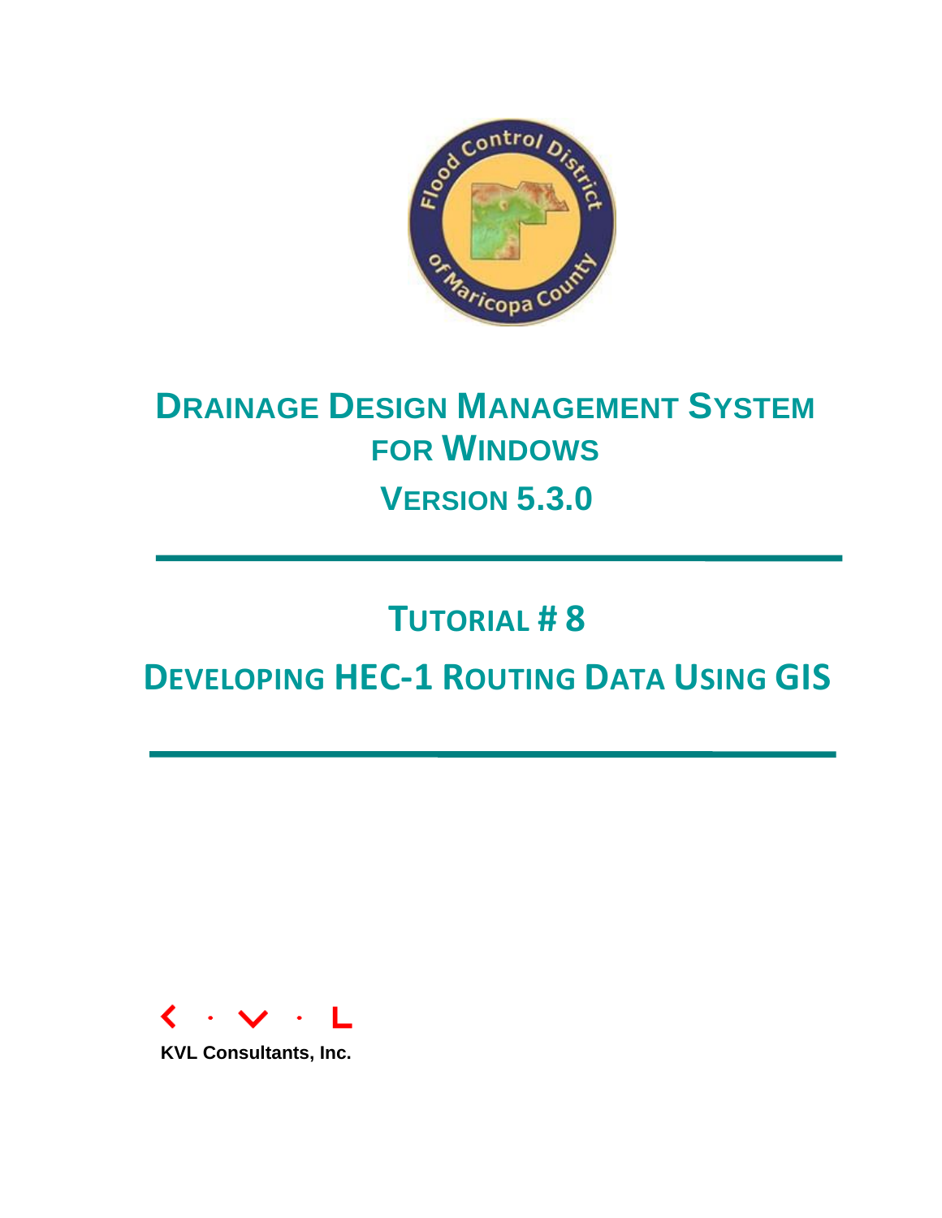# Drainage Design Management System for Windows

## Version 5.3.0

# Tutorial # 8

# Developing HEC-1 Routing Data Using GIS

KVL Consultants, Inc.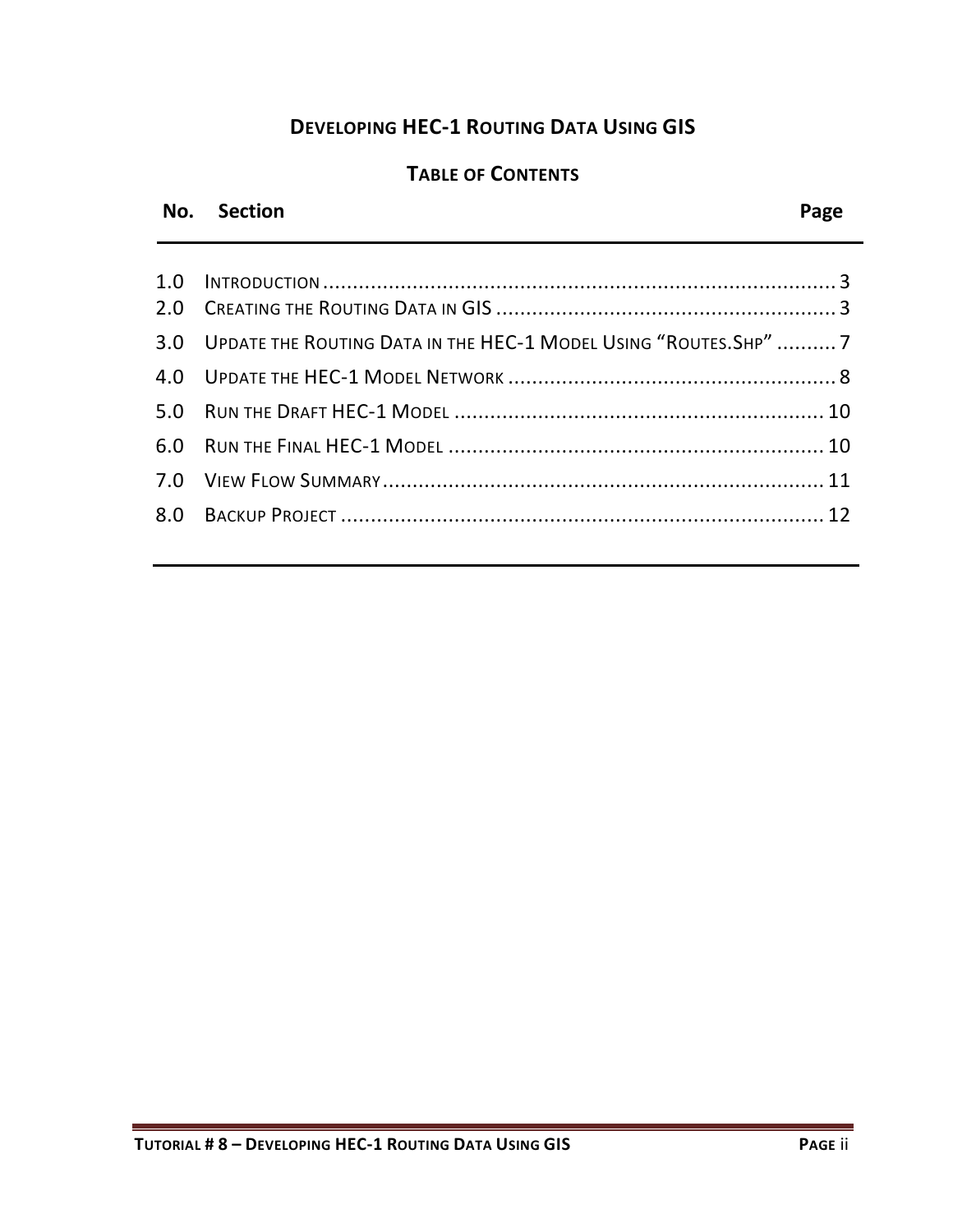# DEVELOPING HEC-1 ROUTING DATA USING GIS

## TABLE OF CONTENTS

| No. | Section | Page |
|---|---|---|
| 1.0 | INTRODUCTION | 3 |
| 2.0 | CREATING THE ROUTING DATA IN GIS | 3 |
| 3.0 | UPDATE THE ROUTING DATA IN THE HEC-1 MODEL USING "ROUTES.SHP" | 7 |
| 4.0 | UPDATE THE HEC-1 MODEL NETWORK | 8 |
| 5.0 | RUN THE DRAFT HEC-1 MODEL | 10 |
| 6.0 | RUN THE FINAL HEC-1 MODEL | 10 |
| 7.0 | VIEW FLOW SUMMARY | 11 |
| 8.0 | BACKUP PROJECT | 12 |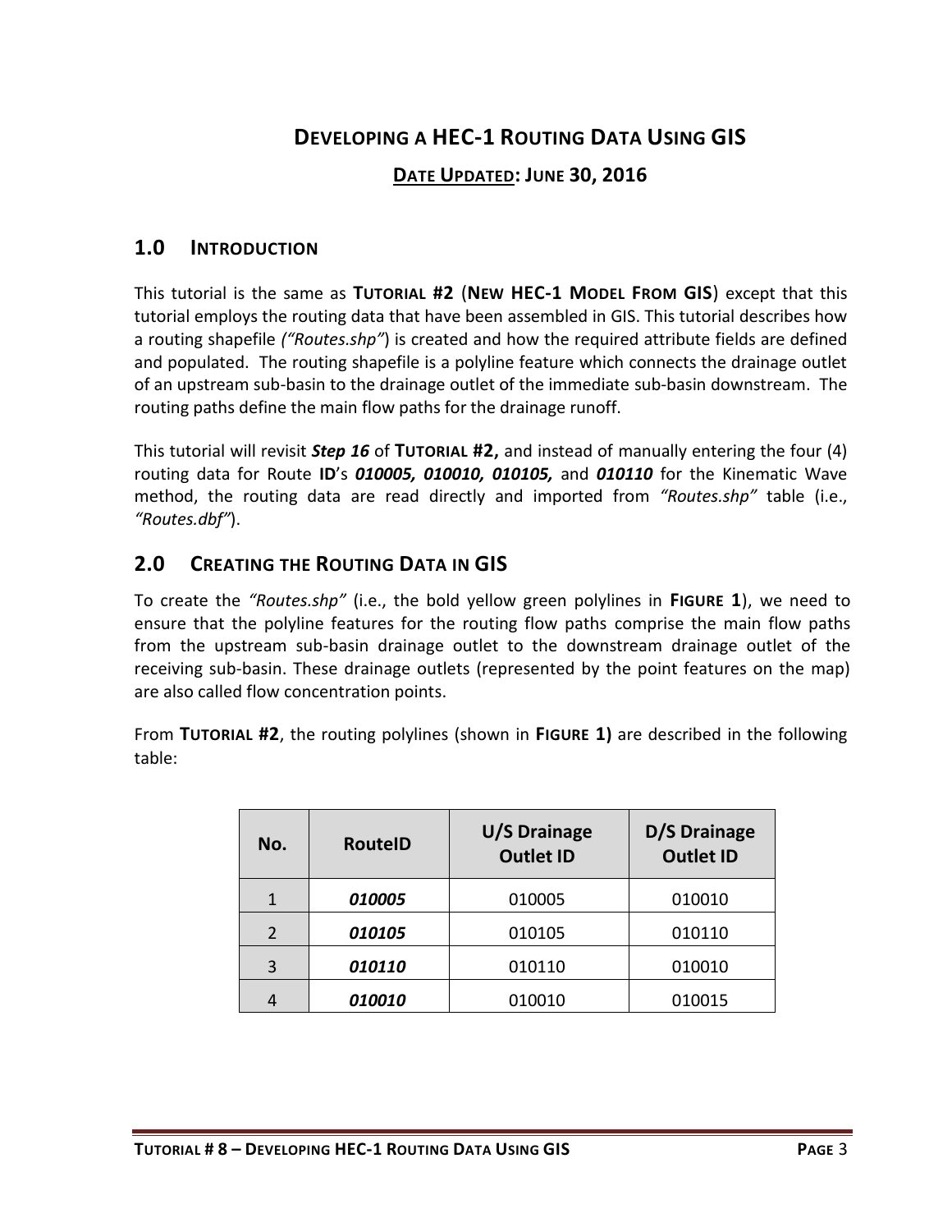# DEVELOPING A HEC-1 ROUTING DATA USING GIS

**DATE UPDATED: JUNE 30, 2016**

## 1.0 INTRODUCTION

This tutorial is the same as **TUTORIAL #2** (**NEW HEC-1 MODEL FROM GIS**) except that this tutorial employs the routing data that have been assembled in GIS. This tutorial describes how a routing shapefile *("Routes.shp"*) is created and how the required attribute fields are defined and populated. The routing shapefile is a polyline feature which connects the drainage outlet of an upstream sub-basin to the drainage outlet of the immediate sub-basin downstream. The routing paths define the main flow paths for the drainage runoff.

This tutorial will revisit ***Step 16*** of **TUTORIAL #2,** and instead of manually entering the four (4) routing data for Route **ID**'s ***010005, 010010, 010105,*** and ***010110*** for the Kinematic Wave method, the routing data are read directly and imported from *"Routes.shp"* table (i.e., *"Routes.dbf"*).

## 2.0 CREATING THE ROUTING DATA IN GIS

To create the *"Routes.shp"* (i.e., the bold yellow green polylines in **FIGURE 1**), we need to ensure that the polyline features for the routing flow paths comprise the main flow paths from the upstream sub-basin drainage outlet to the downstream drainage outlet of the receiving sub-basin. These drainage outlets (represented by the point features on the map) are also called flow concentration points.

From **TUTORIAL #2**, the routing polylines (shown in **FIGURE 1)** are described in the following table:

| No. | RouteID | U/S Drainage Outlet ID | D/S Drainage Outlet ID |
|---|---|---|---|
| 1 | ***010005*** | 010005 | 010010 |
| 2 | ***010105*** | 010105 | 010110 |
| 3 | ***010110*** | 010110 | 010010 |
| 4 | ***010010*** | 010010 | 010015 |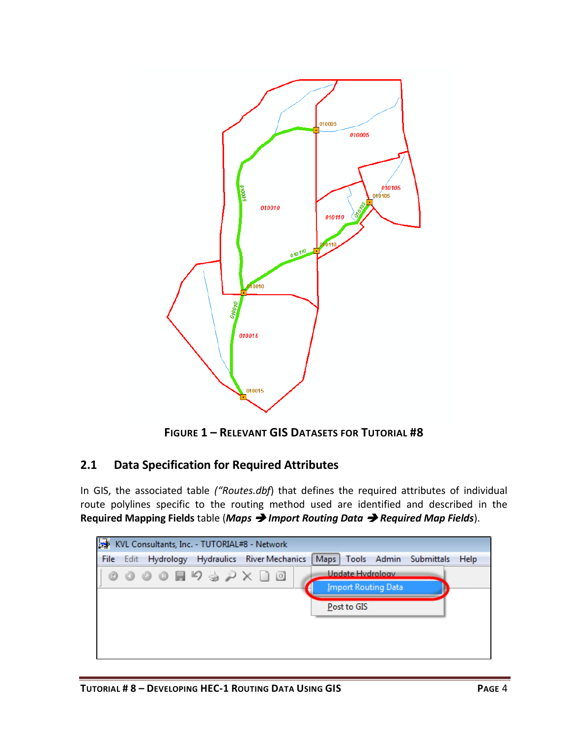**FIGURE 1 – RELEVANT GIS DATASETS FOR TUTORIAL #8**

## 2.1 Data Specification for Required Attributes

In GIS, the associated table *("Routes.dbf*) that defines the required attributes of individual route polylines specific to the routing method used are identified and described in the **Required Mapping Fields** table (***Maps → Import Routing Data → Required Map Fields***).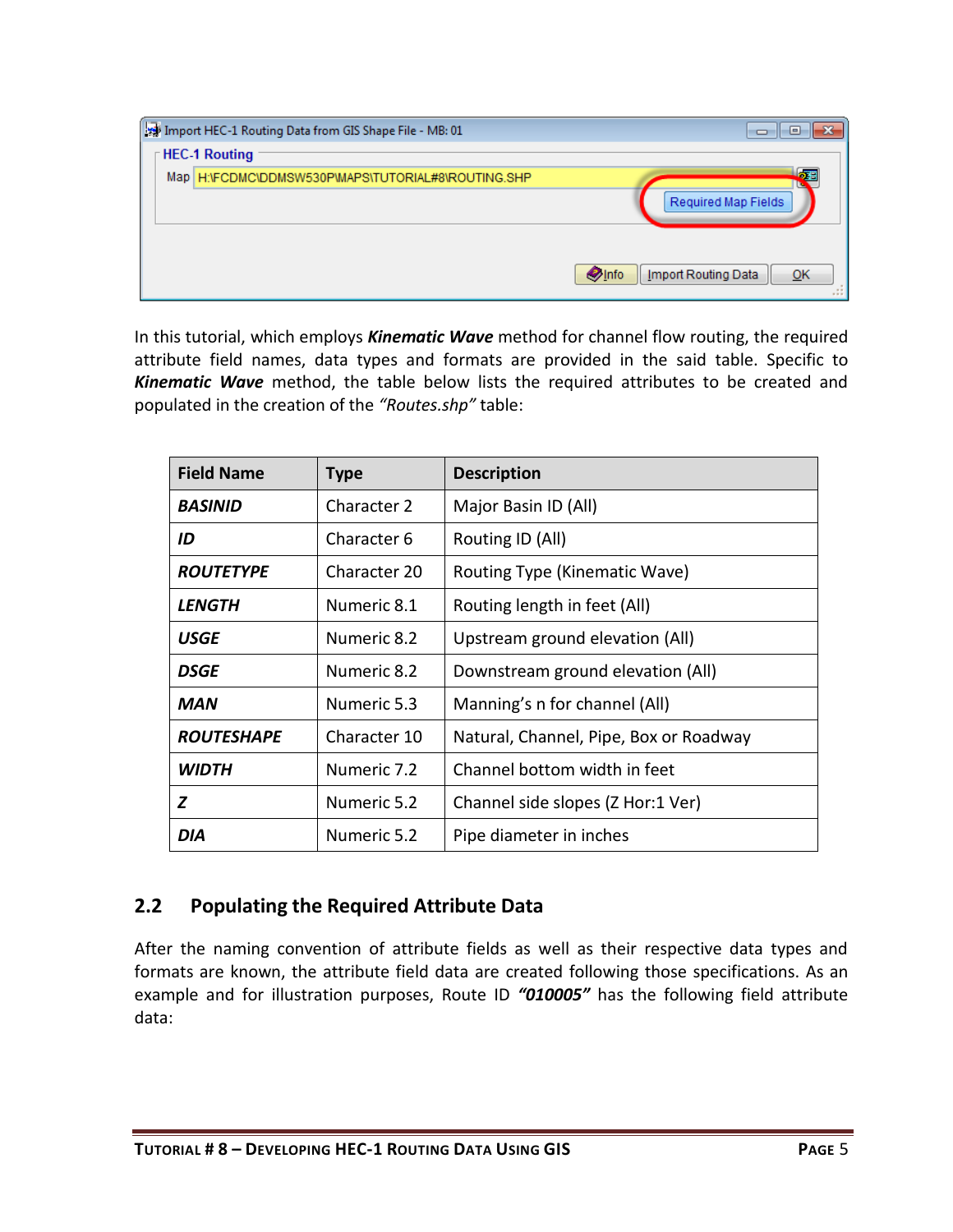In this tutorial, which employs ***Kinematic Wave*** method for channel flow routing, the required attribute field names, data types and formats are provided in the said table. Specific to ***Kinematic Wave*** method, the table below lists the required attributes to be created and populated in the creation of the *"Routes.shp"* table:

| Field Name | Type | Description |
|---|---|---|
| ***BASINID*** | Character 2 | Major Basin ID (All) |
| ***ID*** | Character 6 | Routing ID (All) |
| ***ROUTETYPE*** | Character 20 | Routing Type (Kinematic Wave) |
| ***LENGTH*** | Numeric 8.1 | Routing length in feet (All) |
| ***USGE*** | Numeric 8.2 | Upstream ground elevation (All) |
| ***DSGE*** | Numeric 8.2 | Downstream ground elevation (All) |
| ***MAN*** | Numeric 5.3 | Manning's n for channel (All) |
| ***ROUTESHAPE*** | Character 10 | Natural, Channel, Pipe, Box or Roadway |
| ***WIDTH*** | Numeric 7.2 | Channel bottom width in feet |
| ***Z*** | Numeric 5.2 | Channel side slopes (Z Hor:1 Ver) |
| ***DIA*** | Numeric 5.2 | Pipe diameter in inches |

## 2.2 Populating the Required Attribute Data

After the naming convention of attribute fields as well as their respective data types and formats are known, the attribute field data are created following those specifications. As an example and for illustration purposes, Route ID ***"010005"*** has the following field attribute data: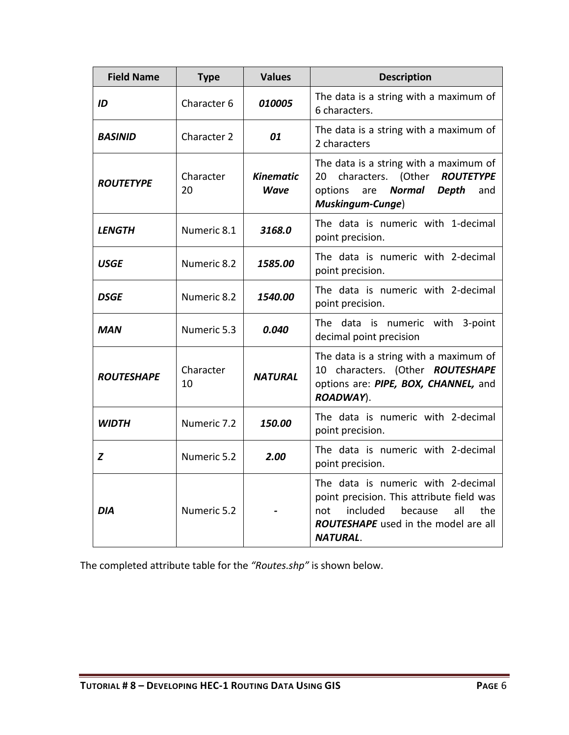| Field Name | Type | Values | Description |
|---|---|---|---|
| ***ID*** | Character 6 | ***010005*** | The data is a string with a maximum of 6 characters. |
| ***BASINID*** | Character 2 | ***01*** | The data is a string with a maximum of 2 characters |
| ***ROUTETYPE*** | Character 20 | ***Kinematic Wave*** | The data is a string with a maximum of 20 characters. (Other ***ROUTETYPE*** options are ***Normal Depth*** and ***Muskingum-Cunge***) |
| ***LENGTH*** | Numeric 8.1 | ***3168.0*** | The data is numeric with 1-decimal point precision. |
| ***USGE*** | Numeric 8.2 | ***1585.00*** | The data is numeric with 2-decimal point precision. |
| ***DSGE*** | Numeric 8.2 | ***1540.00*** | The data is numeric with 2-decimal point precision. |
| ***MAN*** | Numeric 5.3 | ***0.040*** | The data is numeric with 3-point decimal point precision |
| ***ROUTESHAPE*** | Character 10 | ***NATURAL*** | The data is a string with a maximum of 10 characters. (Other ***ROUTESHAPE*** options are: ***PIPE, BOX, CHANNEL,*** and ***ROADWAY***). |
| ***WIDTH*** | Numeric 7.2 | ***150.00*** | The data is numeric with 2-decimal point precision. |
| ***Z*** | Numeric 5.2 | ***2.00*** | The data is numeric with 2-decimal point precision. |
| ***DIA*** | Numeric 5.2 | ***-*** | The data is numeric with 2-decimal point precision. This attribute field was not included because all the ***ROUTESHAPE*** used in the model are all ***NATURAL***. |

The completed attribute table for the *"Routes.shp"* is shown below.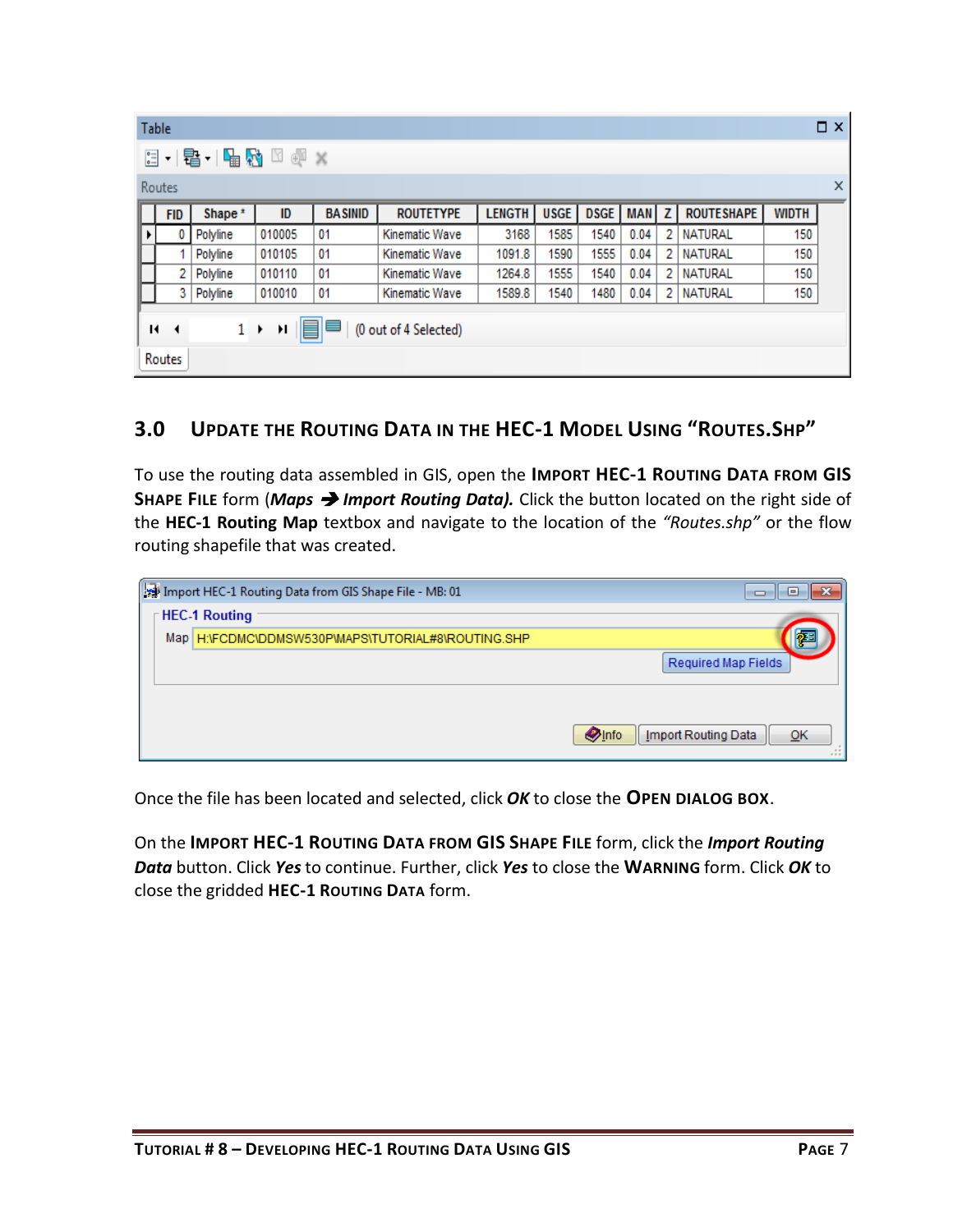Table

Routes

| FID | Shape * | ID | BASINID | ROUTETYPE | LENGTH | USGE | DSGE | MAN | Z | ROUTESHAPE | WIDTH |
|---|---|---|---|---|---|---|---|---|---|---|---|
| 0 | Polyline | 010005 | 01 | Kinematic Wave | 3168 | 1585 | 1540 | 0.04 | 2 | NATURAL | 150 |
| 1 | Polyline | 010105 | 01 | Kinematic Wave | 1091.8 | 1590 | 1555 | 0.04 | 2 | NATURAL | 150 |
| 2 | Polyline | 010110 | 01 | Kinematic Wave | 1264.8 | 1555 | 1540 | 0.04 | 2 | NATURAL | 150 |
| 3 | Polyline | 010010 | 01 | Kinematic Wave | 1589.8 | 1540 | 1480 | 0.04 | 2 | NATURAL | 150 |

(0 out of 4 Selected)

Routes

## 3.0 Update the Routing Data in the HEC-1 Model Using "Routes.shp"

To use the routing data assembled in GIS, open the **Import HEC-1 Routing Data from GIS Shape File** form (***Maps*** ➔ ***Import Routing Data)***. Click the button located on the right side of the **HEC-1 Routing Map** textbox and navigate to the location of the *"Routes.shp"* or the flow routing shapefile that was created.

Import HEC-1 Routing Data from GIS Shape File - MB: 01

HEC-1 Routing

Map H:\FCDMC\DDMSW530P\MAPS\TUTORIAL#8\ROUTING.SHP

Required Map Fields

Info | Import Routing Data | OK

Once the file has been located and selected, click ***OK*** to close the **Open dialog box**.

On the **Import HEC-1 Routing Data from GIS Shape File** form, click the ***Import Routing Data*** button. Click ***Yes*** to continue. Further, click ***Yes*** to close the **Warning** form. Click ***OK*** to close the gridded **HEC-1 Routing Data** form.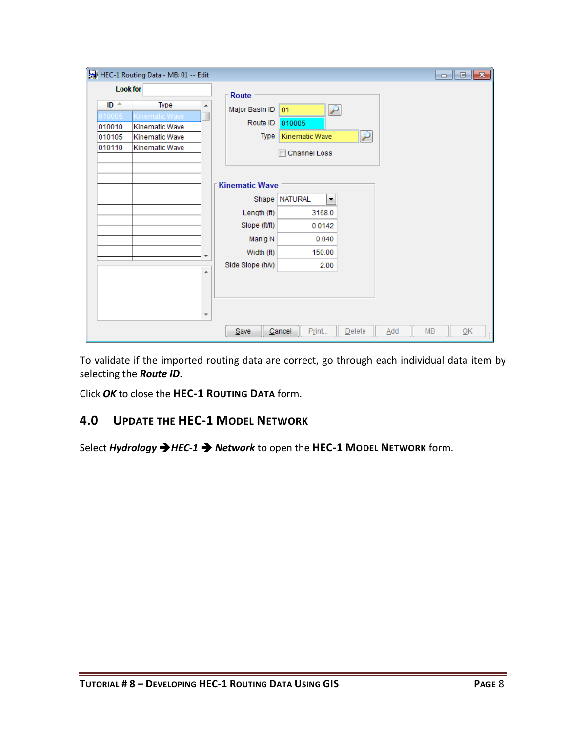To validate if the imported routing data are correct, go through each individual data item by selecting the ***Route ID***.

Click ***OK*** to close the **HEC-1 ROUTING DATA** form.

## 4.0 UPDATE THE HEC-1 MODEL NETWORK

Select ***Hydrology → HEC-1 → Network*** to open the **HEC-1 MODEL NETWORK** form.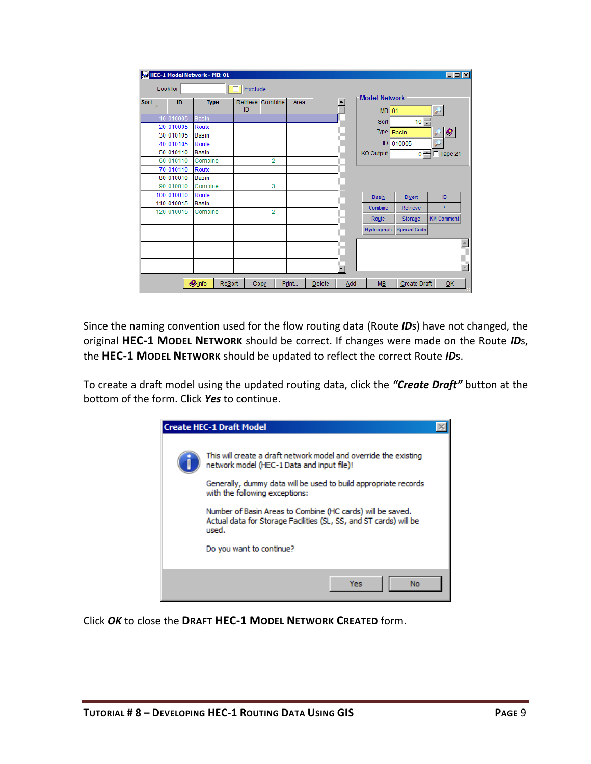Since the naming convention used for the flow routing data (Route ***ID***s) have not changed, the original **HEC-1 MODEL NETWORK** should be correct. If changes were made on the Route ***ID***s, the **HEC-1 MODEL NETWORK** should be updated to reflect the correct Route ***ID***s.

To create a draft model using the updated routing data, click the ***"Create Draft"*** button at the bottom of the form. Click ***Yes*** to continue.

Click ***OK*** to close the **DRAFT HEC-1 MODEL NETWORK CREATED** form.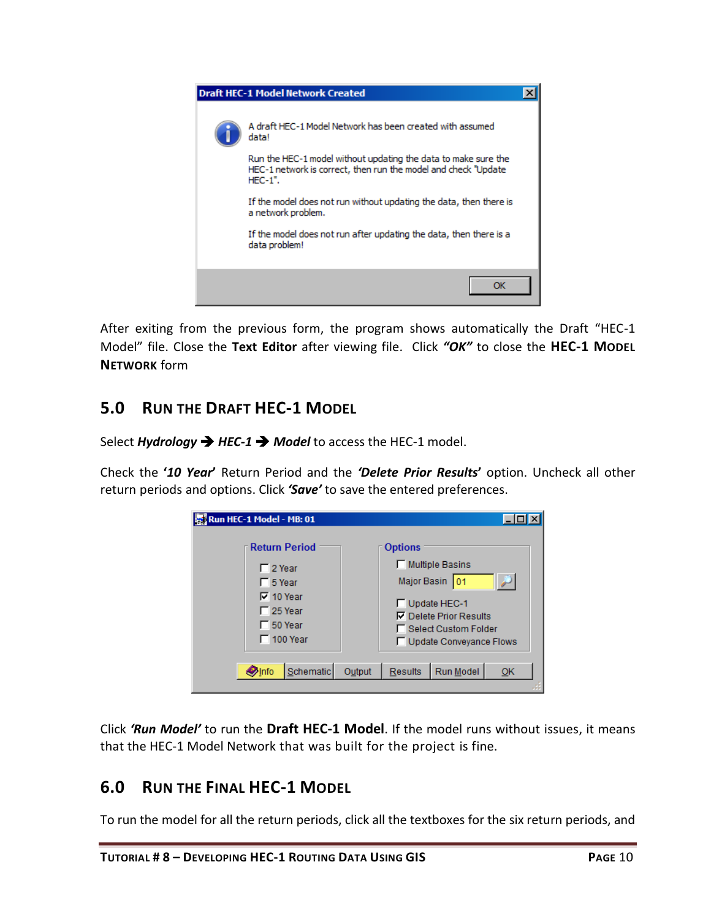After exiting from the previous form, the program shows automatically the Draft "HEC-1 Model" file. Close the **Text Editor** after viewing file. Click ***"OK"*** to close the **HEC-1 Model Network** form

## 5.0 Run the Draft HEC-1 Model

Select ***Hydrology*** ➔ ***HEC-1*** ➔ ***Model*** to access the HEC-1 model.

Check the ***'10 Year'*** Return Period and the ***'Delete Prior Results'*** option. Uncheck all other return periods and options. Click ***'Save'*** to save the entered preferences.

Click ***'Run Model'*** to run the **Draft HEC-1 Model**. If the model runs without issues, it means that the HEC-1 Model Network that was built for the project is fine.

## 6.0 Run the Final HEC-1 Model

To run the model for all the return periods, click all the textboxes for the six return periods, and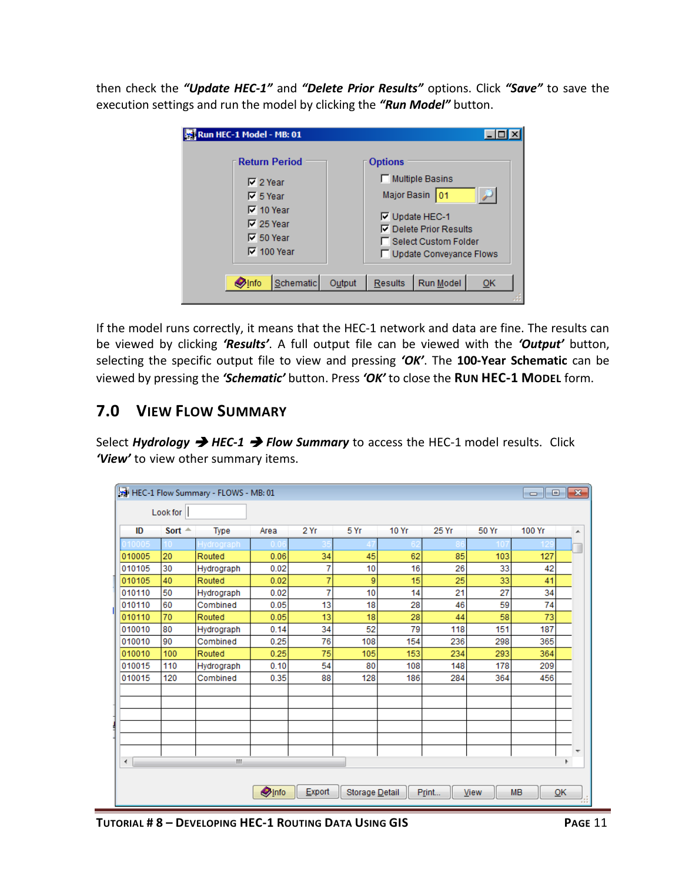then check the ***"Update HEC-1"*** and ***"Delete Prior Results"*** options. Click ***"Save"*** to save the execution settings and run the model by clicking the ***"Run Model"*** button.

If the model runs correctly, it means that the HEC-1 network and data are fine. The results can be viewed by clicking ***'Results'***. A full output file can be viewed with the ***'Output'*** button, selecting the specific output file to view and pressing ***'OK'***. The **100-Year Schematic** can be viewed by pressing the ***'Schematic'*** button. Press ***'OK'*** to close the **RUN HEC-1 MODEL** form.

## 7.0 VIEW FLOW SUMMARY

Select ***Hydrology → HEC-1 → Flow Summary*** to access the HEC-1 model results. Click ***'View'*** to view other summary items.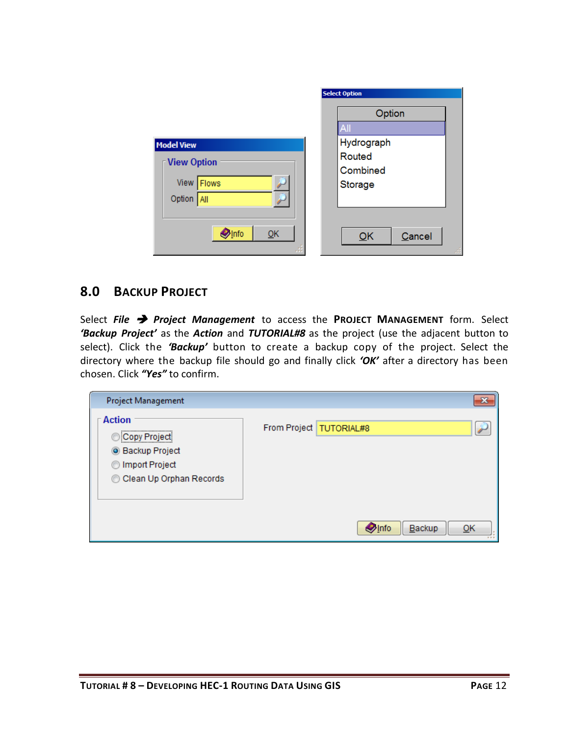## 8.0 BACKUP PROJECT

Select ***File*** ➔ ***Project Management*** to access the **PROJECT MANAGEMENT** form. Select ***'Backup Project'*** as the ***Action*** and ***TUTORIAL#8*** as the project (use the adjacent button to select). Click the ***'Backup'*** button to create a backup copy of the project. Select the directory where the backup file should go and finally click ***'OK'*** after a directory has been chosen. Click ***"Yes"*** to confirm.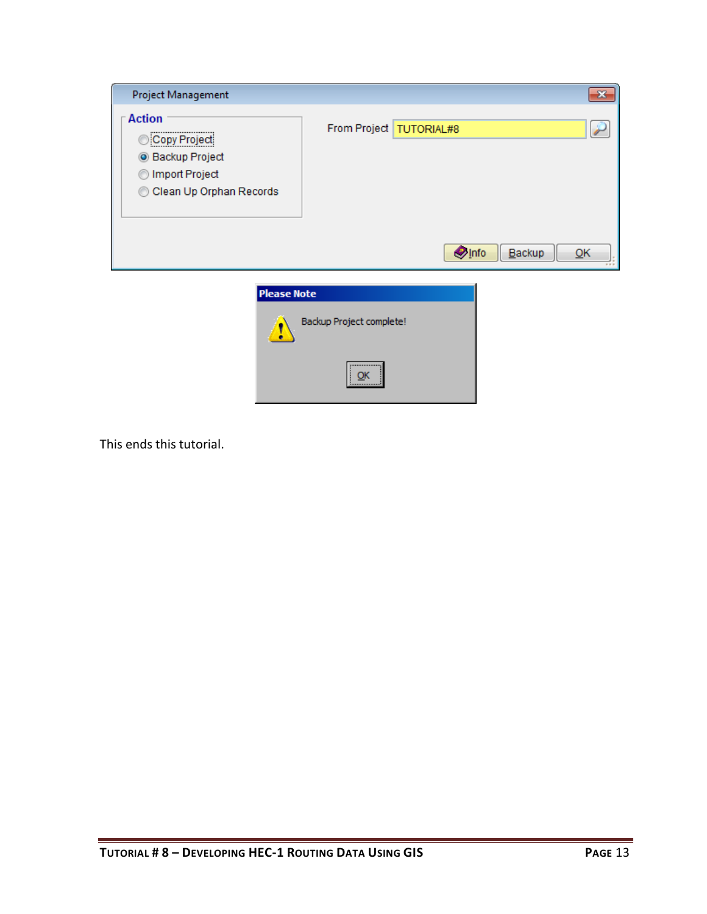This ends this tutorial.